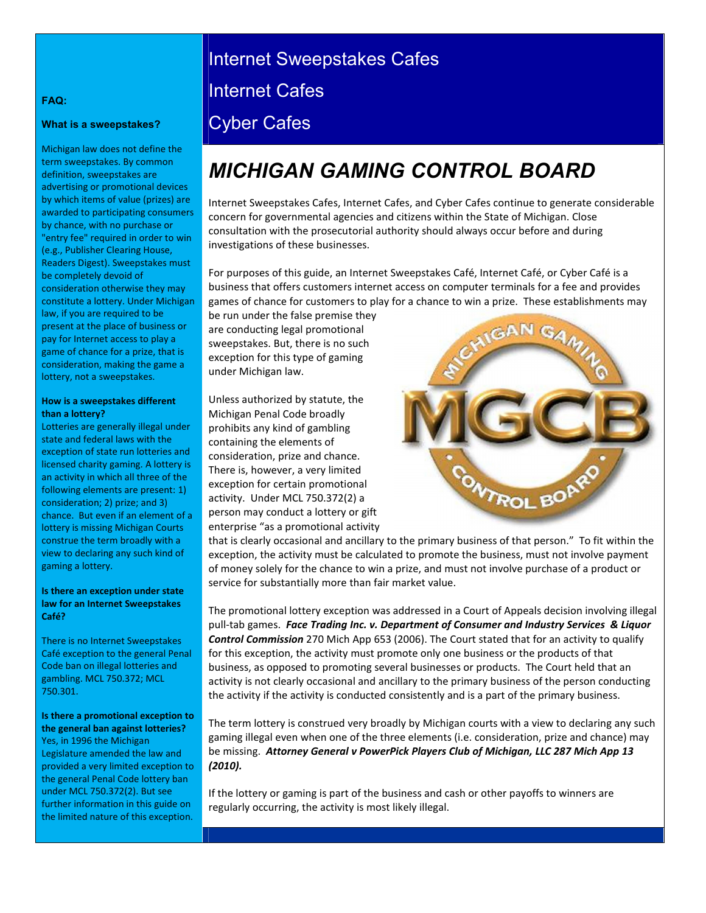# Internet Sweepstakes Cafes

# Internet Cafes

# Cyber Cafes

## MICHIGAN GAMING CONTROL BOARD

Internet Sweepstakes Cafes, Internet Cafes, and Cyber Cafes continue to generate considerable concern for governmental agencies and citizens within the State of Michigan. Close consultation with the prosecutorial authority should always occur before and during investigations of these businesses.

For purposes of this guide, an Internet Sweepstakes Café, Internet Café, or Cyber Café is a business that offers customers internet access on computer terminals for a fee and provides games of chance for customers to play for a chance to win a prize. These establishments may be run under the false premise they are conducting legal promotional sweepstakes. But, there is no such exception for this type of gaming under Michigan law.

Unless authorized by statute, the Michigan Penal Code broadly prohibits any kind of gambling containing the elements of consideration, prize and chance. There is, however, a very limited exception for certain promotional activity. Under MCL 750.372(2) a person may conduct a lottery or gift enterprise "as a promotional activity that is clearly occasional and ancillary to the primary business of that person." To fit within the exception, the activity must be calculated to promote the business, must not involve payment of money solely for the chance to win a prize, and must not involve purchase of a product or service for substantially more than fair market value.

The promotional lottery exception was addressed in a Court of Appeals decision involving illegal pull-tab games. ***Face Trading Inc. v. Department of Consumer and Industry Services & Liquor Control Commission*** 270 Mich App 653 (2006). The Court stated that for an activity to qualify for this exception, the activity must promote only one business or the products of that business, as opposed to promoting several businesses or products. The Court held that an activity is not clearly occasional and ancillary to the primary business of the person conducting the activity if the activity is conducted consistently and is a part of the primary business.

The term lottery is construed very broadly by Michigan courts with a view to declaring any such gaming illegal even when one of the three elements (i.e. consideration, prize and chance) may be missing. ***Attorney General v PowerPick Players Club of Michigan, LLC 287 Mich App 13 (2010).***

If the lottery or gaming is part of the business and cash or other payoffs to winners are regularly occurring, the activity is most likely illegal.

**FAQ:**

**What is a sweepstakes?**

Michigan law does not define the term sweepstakes. By common definition, sweepstakes are advertising or promotional devices by which items of value (prizes) are awarded to participating consumers by chance, with no purchase or "entry fee" required in order to win (e.g., Publisher Clearing House, Readers Digest). Sweepstakes must be completely devoid of consideration otherwise they may constitute a lottery. Under Michigan law, if you are required to be present at the place of business or pay for Internet access to play a game of chance for a prize, that is consideration, making the game a lottery, not a sweepstakes.

**How is a sweepstakes different than a lottery?**

Lotteries are generally illegal under state and federal laws with the exception of state run lotteries and licensed charity gaming. A lottery is an activity in which all three of the following elements are present: 1) consideration; 2) prize; and 3) chance. But even if an element of a lottery is missing Michigan Courts construe the term broadly with a view to declaring any such kind of gaming a lottery.

**Is there an exception under state law for an Internet Sweepstakes Café?**

There is no Internet Sweepstakes Café exception to the general Penal Code ban on illegal lotteries and gambling. MCL 750.372; MCL 750.301.

**Is there a promotional exception to the general ban against lotteries?**

Yes, in 1996 the Michigan Legislature amended the law and provided a very limited exception to the general Penal Code lottery ban under MCL 750.372(2). But see further information in this guide on the limited nature of this exception.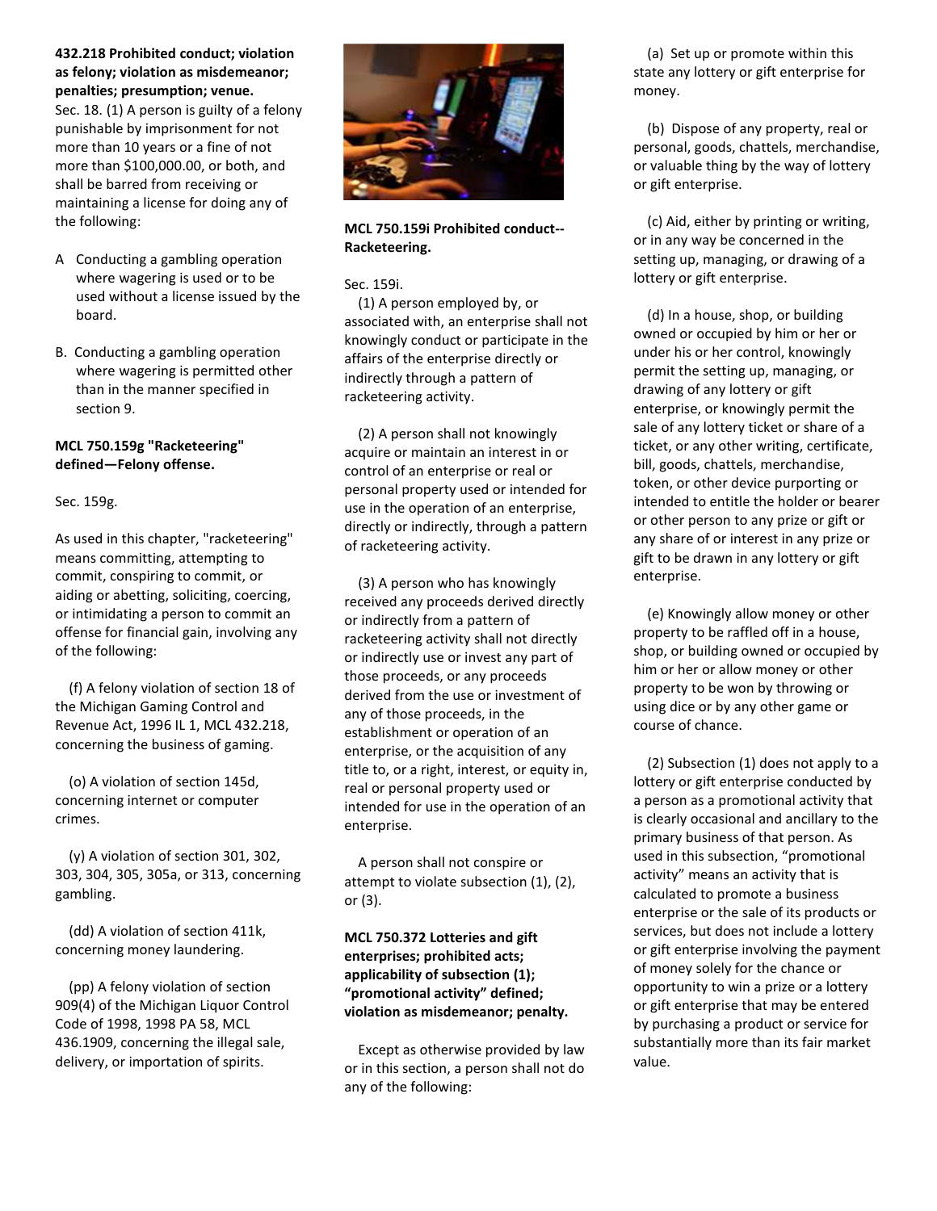**432.218 Prohibited conduct; violation as felony; violation as misdemeanor; penalties; presumption; venue.**

Sec. 18. (1) A person is guilty of a felony punishable by imprisonment for not more than 10 years or a fine of not more than $100,000.00, or both, and shall be barred from receiving or maintaining a license for doing any of the following:

A Conducting a gambling operation where wagering is used or to be used without a license issued by the board.

B. Conducting a gambling operation where wagering is permitted other than in the manner specified in section 9.

**MCL 750.159g "Racketeering" defined—Felony offense.**

Sec. 159g.

As used in this chapter, "racketeering" means committing, attempting to commit, conspiring to commit, or aiding or abetting, soliciting, coercing, or intimidating a person to commit an offense for financial gain, involving any of the following:

(f) A felony violation of section 18 of the Michigan Gaming Control and Revenue Act, 1996 IL 1, MCL 432.218, concerning the business of gaming.

(o) A violation of section 145d, concerning internet or computer crimes.

(y) A violation of section 301, 302, 303, 304, 305, 305a, or 313, concerning gambling.

(dd) A violation of section 411k, concerning money laundering.

(pp) A felony violation of section 909(4) of the Michigan Liquor Control Code of 1998, 1998 PA 58, MCL 436.1909, concerning the illegal sale, delivery, or importation of spirits.

**MCL 750.159i Prohibited conduct--Racketeering.**

Sec. 159i.

(1) A person employed by, or associated with, an enterprise shall not knowingly conduct or participate in the affairs of the enterprise directly or indirectly through a pattern of racketeering activity.

(2) A person shall not knowingly acquire or maintain an interest in or control of an enterprise or real or personal property used or intended for use in the operation of an enterprise, directly or indirectly, through a pattern of racketeering activity.

(3) A person who has knowingly received any proceeds derived directly or indirectly from a pattern of racketeering activity shall not directly or indirectly use or invest any part of those proceeds, or any proceeds derived from the use or investment of any of those proceeds, in the establishment or operation of an enterprise, or the acquisition of any title to, or a right, interest, or equity in, real or personal property used or intended for use in the operation of an enterprise.

A person shall not conspire or attempt to violate subsection (1), (2), or (3).

**MCL 750.372 Lotteries and gift enterprises; prohibited acts; applicability of subsection (1); "promotional activity" defined; violation as misdemeanor; penalty.**

Except as otherwise provided by law or in this section, a person shall not do any of the following:

(a) Set up or promote within this state any lottery or gift enterprise for money.

(b) Dispose of any property, real or personal, goods, chattels, merchandise, or valuable thing by the way of lottery or gift enterprise.

(c) Aid, either by printing or writing, or in any way be concerned in the setting up, managing, or drawing of a lottery or gift enterprise.

(d) In a house, shop, or building owned or occupied by him or her or under his or her control, knowingly permit the setting up, managing, or drawing of any lottery or gift enterprise, or knowingly permit the sale of any lottery ticket or share of a ticket, or any other writing, certificate, bill, goods, chattels, merchandise, token, or other device purporting or intended to entitle the holder or bearer or other person to any prize or gift or any share of or interest in any prize or gift to be drawn in any lottery or gift enterprise.

(e) Knowingly allow money or other property to be raffled off in a house, shop, or building owned or occupied by him or her or allow money or other property to be won by throwing or using dice or by any other game or course of chance.

(2) Subsection (1) does not apply to a lottery or gift enterprise conducted by a person as a promotional activity that is clearly occasional and ancillary to the primary business of that person. As used in this subsection, "promotional activity" means an activity that is calculated to promote a business enterprise or the sale of its products or services, but does not include a lottery or gift enterprise involving the payment of money solely for the chance or opportunity to win a prize or a lottery or gift enterprise that may be entered by purchasing a product or service for substantially more than its fair market value.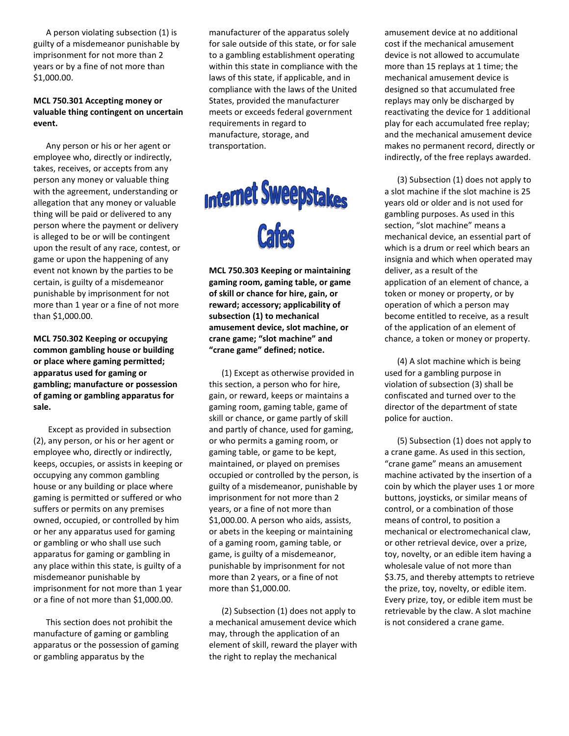A person violating subsection (1) is guilty of a misdemeanor punishable by imprisonment for not more than 2 years or by a fine of not more than $1,000.00.

**MCL 750.301 Accepting money or valuable thing contingent on uncertain event.**

Any person or his or her agent or employee who, directly or indirectly, takes, receives, or accepts from any person any money or valuable thing with the agreement, understanding or allegation that any money or valuable thing will be paid or delivered to any person where the payment or delivery is alleged to be or will be contingent upon the result of any race, contest, or game or upon the happening of any event not known by the parties to be certain, is guilty of a misdemeanor punishable by imprisonment for not more than 1 year or a fine of not more than $1,000.00.

**MCL 750.302 Keeping or occupying common gambling house or building or place where gaming permitted; apparatus used for gaming or gambling; manufacture or possession of gaming or gambling apparatus for sale.**

Except as provided in subsection (2), any person, or his or her agent or employee who, directly or indirectly, keeps, occupies, or assists in keeping or occupying any common gambling house or any building or place where gaming is permitted or suffered or who suffers or permits on any premises owned, occupied, or controlled by him or her any apparatus used for gaming or gambling or who shall use such apparatus for gaming or gambling in any place within this state, is guilty of a misdemeanor punishable by imprisonment for not more than 1 year or a fine of not more than $1,000.00.

This section does not prohibit the manufacture of gaming or gambling apparatus or the possession of gaming or gambling apparatus by the manufacturer of the apparatus solely for sale outside of this state, or for sale to a gambling establishment operating within this state in compliance with the laws of this state, if applicable, and in compliance with the laws of the United States, provided the manufacturer meets or exceeds federal government requirements in regard to manufacture, storage, and transportation.

## Internet Sweepstakes Cafes

**MCL 750.303 Keeping or maintaining gaming room, gaming table, or game of skill or chance for hire, gain, or reward; accessory; applicability of subsection (1) to mechanical amusement device, slot machine, or crane game; "slot machine" and "crane game" defined; notice.**

(1) Except as otherwise provided in this section, a person who for hire, gain, or reward, keeps or maintains a gaming room, gaming table, game of skill or chance, or game partly of skill and partly of chance, used for gaming, or who permits a gaming room, or gaming table, or game to be kept, maintained, or played on premises occupied or controlled by the person, is guilty of a misdemeanor, punishable by imprisonment for not more than 2 years, or a fine of not more than $1,000.00. A person who aids, assists, or abets in the keeping or maintaining of a gaming room, gaming table, or game, is guilty of a misdemeanor, punishable by imprisonment for not more than 2 years, or a fine of not more than $1,000.00.

(2) Subsection (1) does not apply to a mechanical amusement device which may, through the application of an element of skill, reward the player with the right to replay the mechanical amusement device at no additional cost if the mechanical amusement device is not allowed to accumulate more than 15 replays at 1 time; the mechanical amusement device is designed so that accumulated free replays may only be discharged by reactivating the device for 1 additional play for each accumulated free replay; and the mechanical amusement device makes no permanent record, directly or indirectly, of the free replays awarded.

(3) Subsection (1) does not apply to a slot machine if the slot machine is 25 years old or older and is not used for gambling purposes. As used in this section, "slot machine" means a mechanical device, an essential part of which is a drum or reel which bears an insignia and which when operated may deliver, as a result of the application of an element of chance, a token or money or property, or by operation of which a person may become entitled to receive, as a result of the application of an element of chance, a token or money or property.

(4) A slot machine which is being used for a gambling purpose in violation of subsection (3) shall be confiscated and turned over to the director of the department of state police for auction.

(5) Subsection (1) does not apply to a crane game. As used in this section, "crane game" means an amusement machine activated by the insertion of a coin by which the player uses 1 or more buttons, joysticks, or similar means of control, or a combination of those means of control, to position a mechanical or electromechanical claw, or other retrieval device, over a prize, toy, novelty, or an edible item having a wholesale value of not more than $3.75, and thereby attempts to retrieve the prize, toy, novelty, or edible item. Every prize, toy, or edible item must be retrievable by the claw. A slot machine is not considered a crane game.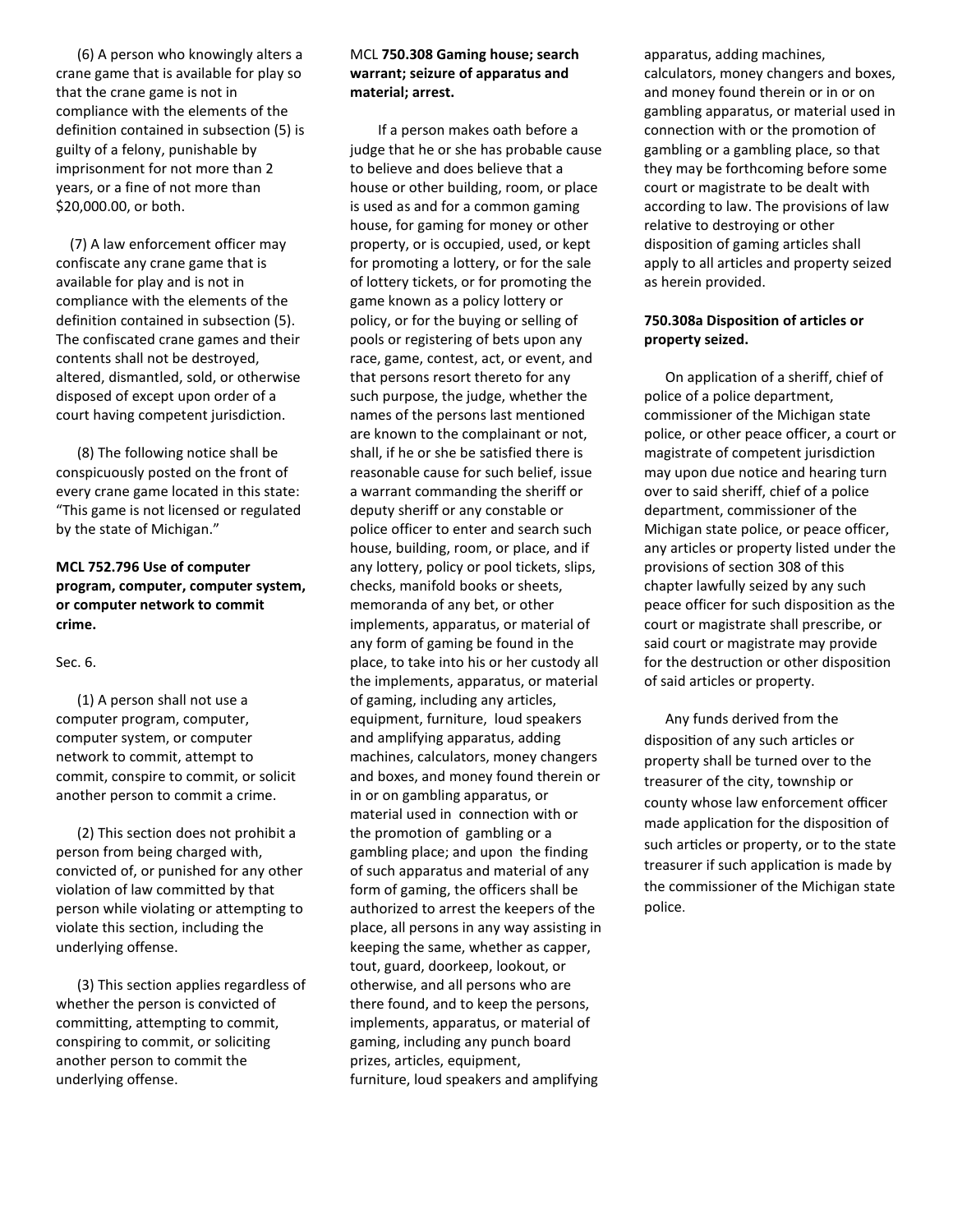(6) A person who knowingly alters a crane game that is available for play so that the crane game is not in compliance with the elements of the definition contained in subsection (5) is guilty of a felony, punishable by imprisonment for not more than 2 years, or a fine of not more than $20,000.00, or both.

(7) A law enforcement officer may confiscate any crane game that is available for play and is not in compliance with the elements of the definition contained in subsection (5). The confiscated crane games and their contents shall not be destroyed, altered, dismantled, sold, or otherwise disposed of except upon order of a court having competent jurisdiction.

(8) The following notice shall be conspicuously posted on the front of every crane game located in this state: "This game is not licensed or regulated by the state of Michigan."

**MCL 752.796 Use of computer program, computer, computer system, or computer network to commit crime.**

Sec. 6.

(1) A person shall not use a computer program, computer, computer system, or computer network to commit, attempt to commit, conspire to commit, or solicit another person to commit a crime.

(2) This section does not prohibit a person from being charged with, convicted of, or punished for any other violation of law committed by that person while violating or attempting to violate this section, including the underlying offense.

(3) This section applies regardless of whether the person is convicted of committing, attempting to commit, conspiring to commit, or soliciting another person to commit the underlying offense.

MCL **750.308 Gaming house; search warrant; seizure of apparatus and material; arrest.**

If a person makes oath before a judge that he or she has probable cause to believe and does believe that a house or other building, room, or place is used as and for a common gaming house, for gaming for money or other property, or is occupied, used, or kept for promoting a lottery, or for the sale of lottery tickets, or for promoting the game known as a policy lottery or policy, or for the buying or selling of pools or registering of bets upon any race, game, contest, act, or event, and that persons resort thereto for any such purpose, the judge, whether the names of the persons last mentioned are known to the complainant or not, shall, if he or she be satisfied there is reasonable cause for such belief, issue a warrant commanding the sheriff or deputy sheriff or any constable or police officer to enter and search such house, building, room, or place, and if any lottery, policy or pool tickets, slips, checks, manifold books or sheets, memoranda of any bet, or other implements, apparatus, or material of any form of gaming be found in the place, to take into his or her custody all the implements, apparatus, or material of gaming, including any articles, equipment, furniture, loud speakers and amplifying apparatus, adding machines, calculators, money changers and boxes, and money found therein or in or on gambling apparatus, or material used in connection with or the promotion of gambling or a gambling place; and upon the finding of such apparatus and material of any form of gaming, the officers shall be authorized to arrest the keepers of the place, all persons in any way assisting in keeping the same, whether as capper, tout, guard, doorkeep, lookout, or otherwise, and all persons who are there found, and to keep the persons, implements, apparatus, or material of gaming, including any punch board prizes, articles, equipment, furniture, loud speakers and amplifying apparatus, adding machines, calculators, money changers and boxes, and money found therein or in or on gambling apparatus, or material used in connection with or the promotion of gambling or a gambling place, so that they may be forthcoming before some court or magistrate to be dealt with according to law. The provisions of law relative to destroying or other disposition of gaming articles shall apply to all articles and property seized as herein provided.

**750.308a Disposition of articles or property seized.**

On application of a sheriff, chief of police of a police department, commissioner of the Michigan state police, or other peace officer, a court or magistrate of competent jurisdiction may upon due notice and hearing turn over to said sheriff, chief of a police department, commissioner of the Michigan state police, or peace officer, any articles or property listed under the provisions of section 308 of this chapter lawfully seized by any such peace officer for such disposition as the court or magistrate shall prescribe, or said court or magistrate may provide for the destruction or other disposition of said articles or property.

Any funds derived from the disposition of any such articles or property shall be turned over to the treasurer of the city, township or county whose law enforcement officer made application for the disposition of such articles or property, or to the state treasurer if such application is made by the commissioner of the Michigan state police.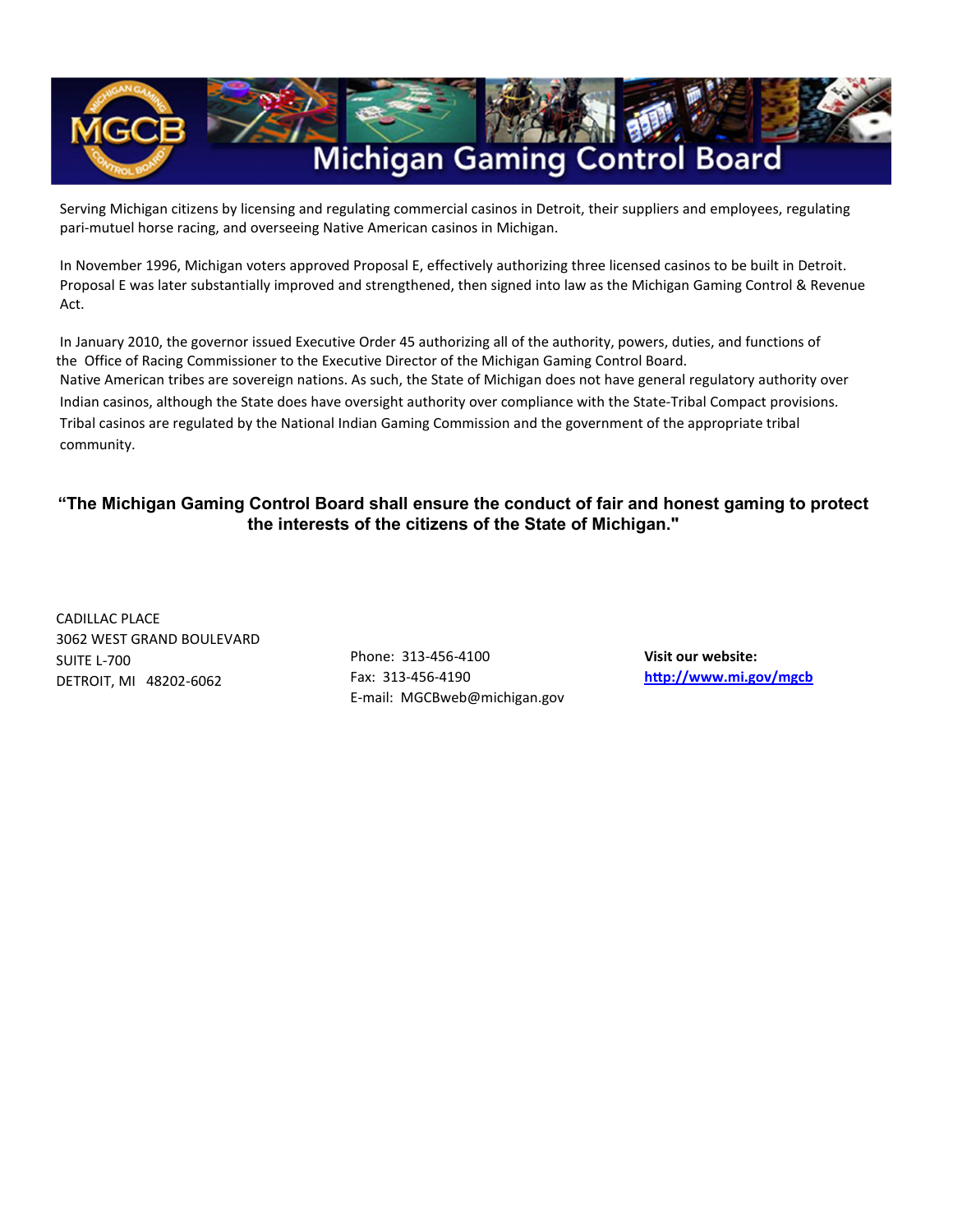# Michigan Gaming Control Board

Serving Michigan citizens by licensing and regulating commercial casinos in Detroit, their suppliers and employees, regulating pari-mutuel horse racing, and overseeing Native American casinos in Michigan.

In November 1996, Michigan voters approved Proposal E, effectively authorizing three licensed casinos to be built in Detroit. Proposal E was later substantially improved and strengthened, then signed into law as the Michigan Gaming Control & Revenue Act.

In January 2010, the governor issued Executive Order 45 authorizing all of the authority, powers, duties, and functions of the Office of Racing Commissioner to the Executive Director of the Michigan Gaming Control Board.

Native American tribes are sovereign nations. As such, the State of Michigan does not have general regulatory authority over Indian casinos, although the State does have oversight authority over compliance with the State-Tribal Compact provisions. Tribal casinos are regulated by the National Indian Gaming Commission and the government of the appropriate tribal community.

**"The Michigan Gaming Control Board shall ensure the conduct of fair and honest gaming to protect the interests of the citizens of the State of Michigan."**

CADILLAC PLACE
3062 WEST GRAND BOULEVARD
SUITE L-700
DETROIT, MI 48202-6062

Phone: 313-456-4100
Fax: 313-456-4190
E-mail: MGCBweb@michigan.gov

**Visit our website:**
**http://www.mi.gov/mgcb**